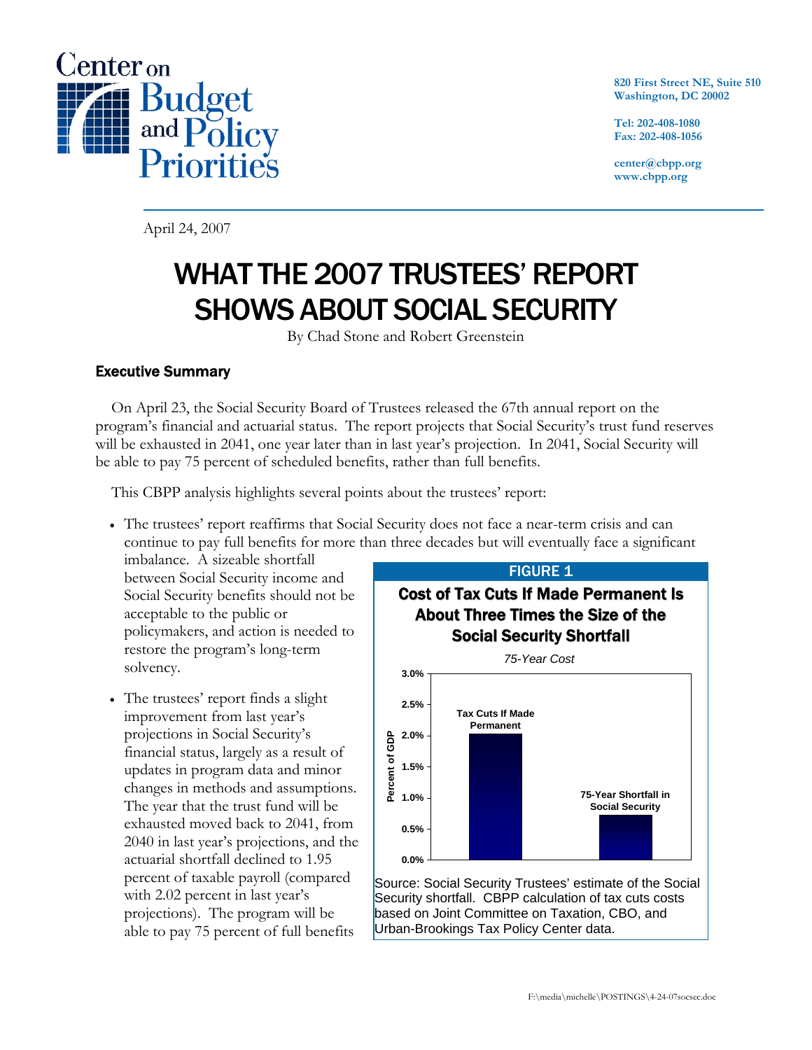Center on Budget and Policy Priorities

820 First Street NE, Suite 510
Washington, DC 20002

Tel: 202-408-1080
Fax: 202-408-1056

center@cbpp.org
www.cbpp.org

April 24, 2007

# WHAT THE 2007 TRUSTEES' REPORT SHOWS ABOUT SOCIAL SECURITY

By Chad Stone and Robert Greenstein

## Executive Summary

On April 23, the Social Security Board of Trustees released the 67th annual report on the program's financial and actuarial status. The report projects that Social Security's trust fund reserves will be exhausted in 2041, one year later than in last year's projection. In 2041, Social Security will be able to pay 75 percent of scheduled benefits, rather than full benefits.

This CBPP analysis highlights several points about the trustees' report:

- The trustees' report reaffirms that Social Security does not face a near-term crisis and can continue to pay full benefits for more than three decades but will eventually face a significant imbalance. A sizeable shortfall between Social Security income and Social Security benefits should not be acceptable to the public or policymakers, and action is needed to restore the program's long-term solvency.

- The trustees' report finds a slight improvement from last year's projections in Social Security's financial status, largely as a result of updates in program data and minor changes in methods and assumptions. The year that the trust fund will be exhausted moved back to 2041, from 2040 in last year's projections, and the actuarial shortfall declined to 1.95 percent of taxable payroll (compared with 2.02 percent in last year's projections). The program will be able to pay 75 percent of full benefits

**FIGURE 1**

**Cost of Tax Cuts If Made Permanent Is About Three Times the Size of the Social Security Shortfall**

*75-Year Cost*

| | Percent of GDP |
|---|---|
| Tax Cuts If Made Permanent | ~2.0% |
| 75-Year Shortfall in Social Security | ~0.7% |

Source: Social Security Trustees' estimate of the Social Security shortfall. CBPP calculation of tax cuts costs based on Joint Committee on Taxation, CBO, and Urban-Brookings Tax Policy Center data.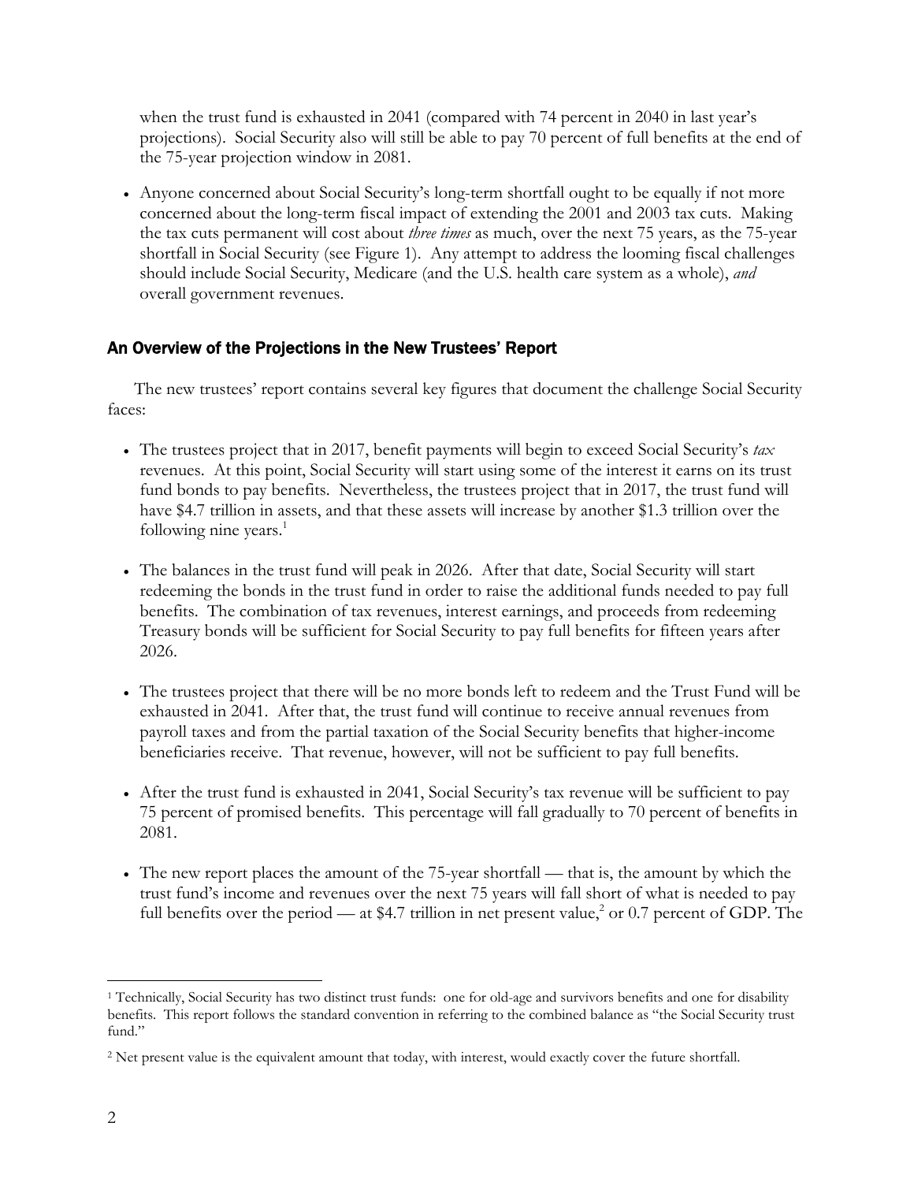when the trust fund is exhausted in 2041 (compared with 74 percent in 2040 in last year's projections). Social Security also will still be able to pay 70 percent of full benefits at the end of the 75-year projection window in 2081.

- Anyone concerned about Social Security's long-term shortfall ought to be equally if not more concerned about the long-term fiscal impact of extending the 2001 and 2003 tax cuts. Making the tax cuts permanent will cost about *three times* as much, over the next 75 years, as the 75-year shortfall in Social Security (see Figure 1). Any attempt to address the looming fiscal challenges should include Social Security, Medicare (and the U.S. health care system as a whole), *and* overall government revenues.

## An Overview of the Projections in the New Trustees' Report

The new trustees' report contains several key figures that document the challenge Social Security faces:

- The trustees project that in 2017, benefit payments will begin to exceed Social Security's *tax* revenues. At this point, Social Security will start using some of the interest it earns on its trust fund bonds to pay benefits. Nevertheless, the trustees project that in 2017, the trust fund will have \$4.7 trillion in assets, and that these assets will increase by another \$1.3 trillion over the following nine years.[1]

- The balances in the trust fund will peak in 2026. After that date, Social Security will start redeeming the bonds in the trust fund in order to raise the additional funds needed to pay full benefits. The combination of tax revenues, interest earnings, and proceeds from redeeming Treasury bonds will be sufficient for Social Security to pay full benefits for fifteen years after 2026.

- The trustees project that there will be no more bonds left to redeem and the Trust Fund will be exhausted in 2041. After that, the trust fund will continue to receive annual revenues from payroll taxes and from the partial taxation of the Social Security benefits that higher-income beneficiaries receive. That revenue, however, will not be sufficient to pay full benefits.

- After the trust fund is exhausted in 2041, Social Security's tax revenue will be sufficient to pay 75 percent of promised benefits. This percentage will fall gradually to 70 percent of benefits in 2081.

- The new report places the amount of the 75-year shortfall — that is, the amount by which the trust fund's income and revenues over the next 75 years will fall short of what is needed to pay full benefits over the period — at \$4.7 trillion in net present value,[2] or 0.7 percent of GDP. The

---

[1] Technically, Social Security has two distinct trust funds: one for old-age and survivors benefits and one for disability benefits. This report follows the standard convention in referring to the combined balance as "the Social Security trust fund."

[2] Net present value is the equivalent amount that today, with interest, would exactly cover the future shortfall.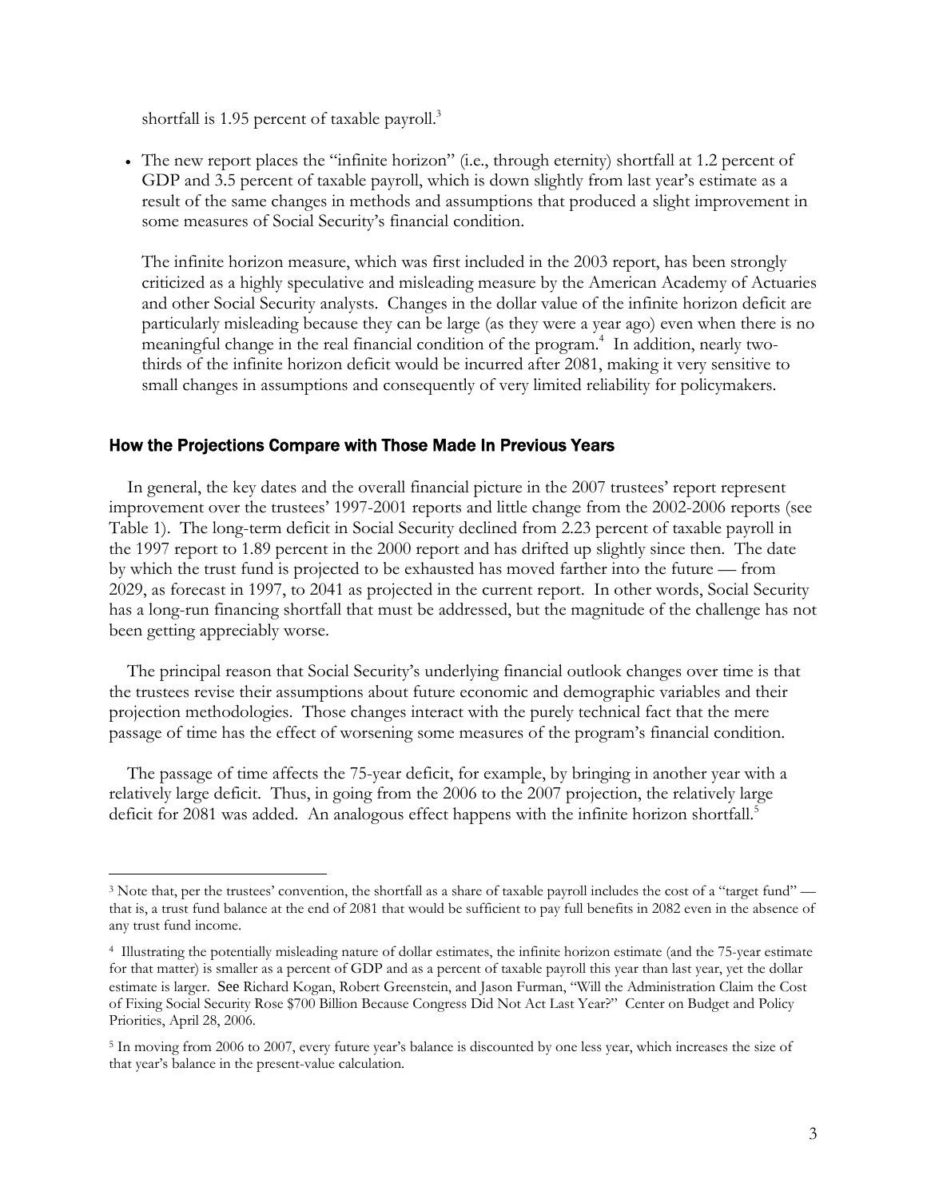shortfall is 1.95 percent of taxable payroll.[3]

- The new report places the "infinite horizon" (i.e., through eternity) shortfall at 1.2 percent of GDP and 3.5 percent of taxable payroll, which is down slightly from last year's estimate as a result of the same changes in methods and assumptions that produced a slight improvement in some measures of Social Security's financial condition.

  The infinite horizon measure, which was first included in the 2003 report, has been strongly criticized as a highly speculative and misleading measure by the American Academy of Actuaries and other Social Security analysts. Changes in the dollar value of the infinite horizon deficit are particularly misleading because they can be large (as they were a year ago) even when there is no meaningful change in the real financial condition of the program.[4] In addition, nearly two-thirds of the infinite horizon deficit would be incurred after 2081, making it very sensitive to small changes in assumptions and consequently of very limited reliability for policymakers.

### How the Projections Compare with Those Made In Previous Years

In general, the key dates and the overall financial picture in the 2007 trustees' report represent improvement over the trustees' 1997-2001 reports and little change from the 2002-2006 reports (see Table 1). The long-term deficit in Social Security declined from 2.23 percent of taxable payroll in the 1997 report to 1.89 percent in the 2000 report and has drifted up slightly since then. The date by which the trust fund is projected to be exhausted has moved farther into the future — from 2029, as forecast in 1997, to 2041 as projected in the current report. In other words, Social Security has a long-run financing shortfall that must be addressed, but the magnitude of the challenge has not been getting appreciably worse.

The principal reason that Social Security's underlying financial outlook changes over time is that the trustees revise their assumptions about future economic and demographic variables and their projection methodologies. Those changes interact with the purely technical fact that the mere passage of time has the effect of worsening some measures of the program's financial condition.

The passage of time affects the 75-year deficit, for example, by bringing in another year with a relatively large deficit. Thus, in going from the 2006 to the 2007 projection, the relatively large deficit for 2081 was added. An analogous effect happens with the infinite horizon shortfall.[5]

---

[3] Note that, per the trustees' convention, the shortfall as a share of taxable payroll includes the cost of a "target fund" — that is, a trust fund balance at the end of 2081 that would be sufficient to pay full benefits in 2082 even in the absence of any trust fund income.

[4] Illustrating the potentially misleading nature of dollar estimates, the infinite horizon estimate (and the 75-year estimate for that matter) is smaller as a percent of GDP and as a percent of taxable payroll this year than last year, yet the dollar estimate is larger. See Richard Kogan, Robert Greenstein, and Jason Furman, "Will the Administration Claim the Cost of Fixing Social Security Rose $700 Billion Because Congress Did Not Act Last Year?" Center on Budget and Policy Priorities, April 28, 2006.

[5] In moving from 2006 to 2007, every future year's balance is discounted by one less year, which increases the size of that year's balance in the present-value calculation.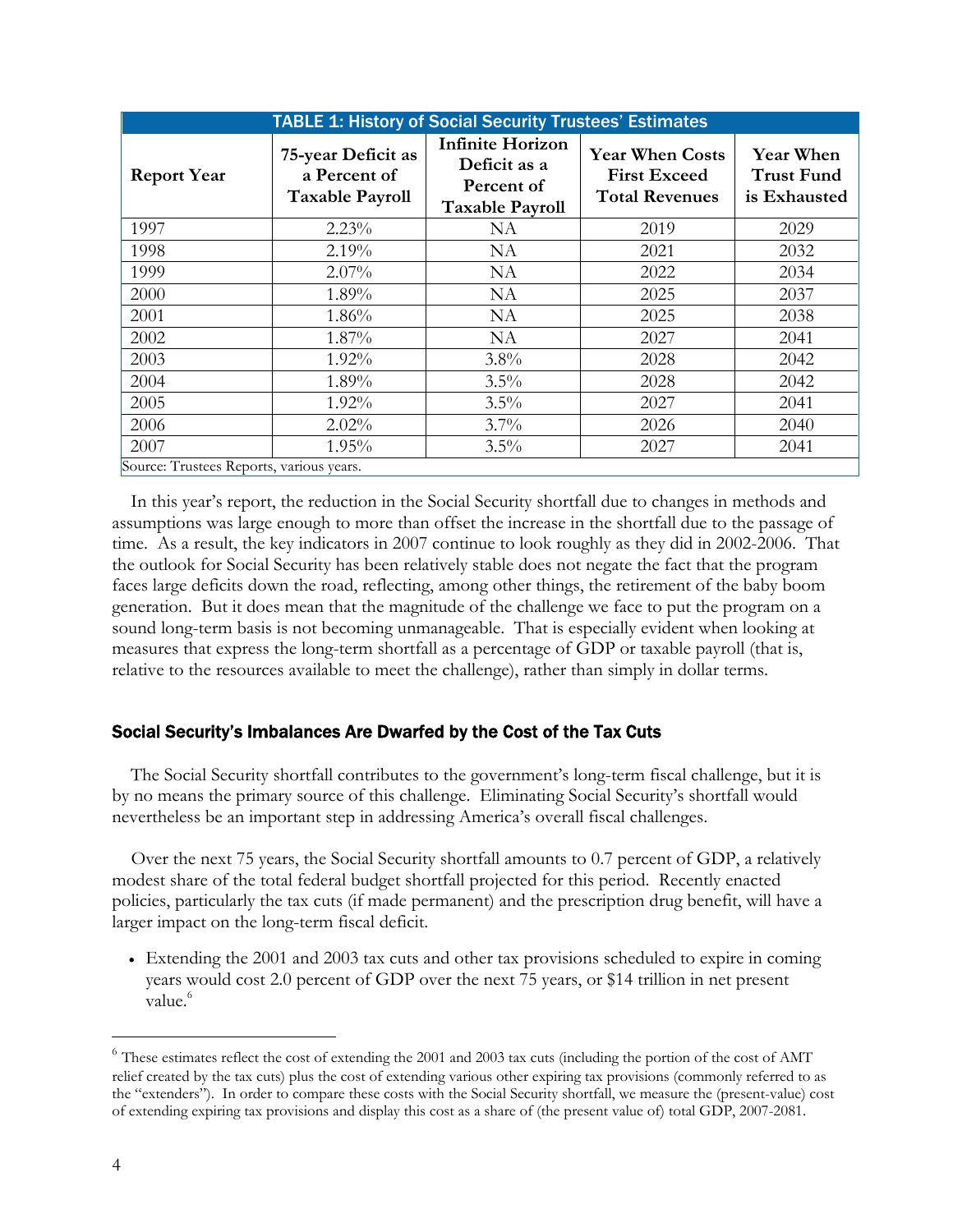| TABLE 1: History of Social Security Trustees' Estimates | | | | |
|---|---|---|---|---|
| **Report Year** | **75-year Deficit as a Percent of Taxable Payroll** | **Infinite Horizon Deficit as a Percent of Taxable Payroll** | **Year When Costs First Exceed Total Revenues** | **Year When Trust Fund is Exhausted** |
| 1997 | 2.23% | NA | 2019 | 2029 |
| 1998 | 2.19% | NA | 2021 | 2032 |
| 1999 | 2.07% | NA | 2022 | 2034 |
| 2000 | 1.89% | NA | 2025 | 2037 |
| 2001 | 1.86% | NA | 2025 | 2038 |
| 2002 | 1.87% | NA | 2027 | 2041 |
| 2003 | 1.92% | 3.8% | 2028 | 2042 |
| 2004 | 1.89% | 3.5% | 2028 | 2042 |
| 2005 | 1.92% | 3.5% | 2027 | 2041 |
| 2006 | 2.02% | 3.7% | 2026 | 2040 |
| 2007 | 1.95% | 3.5% | 2027 | 2041 |

Source: Trustees Reports, various years.

In this year's report, the reduction in the Social Security shortfall due to changes in methods and assumptions was large enough to more than offset the increase in the shortfall due to the passage of time. As a result, the key indicators in 2007 continue to look roughly as they did in 2002-2006. That the outlook for Social Security has been relatively stable does not negate the fact that the program faces large deficits down the road, reflecting, among other things, the retirement of the baby boom generation. But it does mean that the magnitude of the challenge we face to put the program on a sound long-term basis is not becoming unmanageable. That is especially evident when looking at measures that express the long-term shortfall as a percentage of GDP or taxable payroll (that is, relative to the resources available to meet the challenge), rather than simply in dollar terms.

## Social Security's Imbalances Are Dwarfed by the Cost of the Tax Cuts

The Social Security shortfall contributes to the government's long-term fiscal challenge, but it is by no means the primary source of this challenge. Eliminating Social Security's shortfall would nevertheless be an important step in addressing America's overall fiscal challenges.

Over the next 75 years, the Social Security shortfall amounts to 0.7 percent of GDP, a relatively modest share of the total federal budget shortfall projected for this period. Recently enacted policies, particularly the tax cuts (if made permanent) and the prescription drug benefit, will have a larger impact on the long-term fiscal deficit.

- Extending the 2001 and 2003 tax cuts and other tax provisions scheduled to expire in coming years would cost 2.0 percent of GDP over the next 75 years, or $14 trillion in net present value.[6]

[6] These estimates reflect the cost of extending the 2001 and 2003 tax cuts (including the portion of the cost of AMT relief created by the tax cuts) plus the cost of extending various other expiring tax provisions (commonly referred to as the "extenders"). In order to compare these costs with the Social Security shortfall, we measure the (present-value) cost of extending expiring tax provisions and display this cost as a share of (the present value of) total GDP, 2007-2081.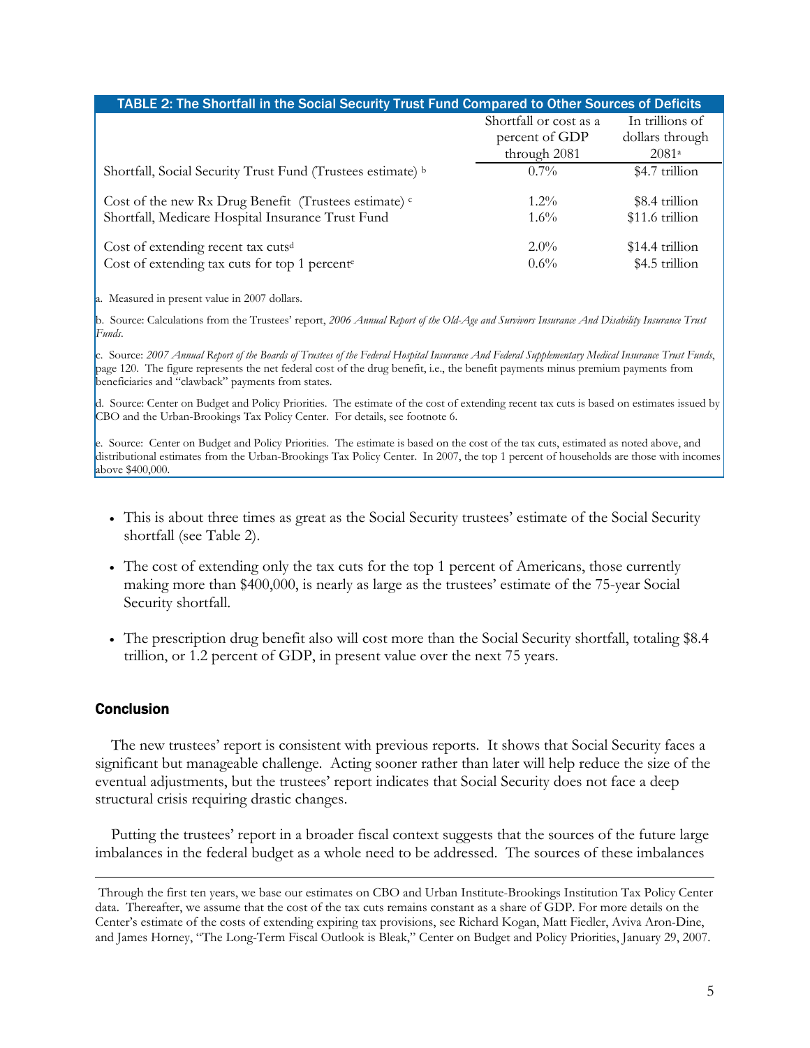**TABLE 2: The Shortfall in the Social Security Trust Fund Compared to Other Sources of Deficits**

| | Shortfall or cost as a percent of GDP through 2081 | In trillions of dollars through 2081[a] |
|---|---|---|
| Shortfall, Social Security Trust Fund (Trustees estimate)[b] | 0.7% | $4.7 trillion |
| Cost of the new Rx Drug Benefit (Trustees estimate)[c] | 1.2% | $8.4 trillion |
| Shortfall, Medicare Hospital Insurance Trust Fund | 1.6% | $11.6 trillion |
| Cost of extending recent tax cuts[d] | 2.0% | $14.4 trillion |
| Cost of extending tax cuts for top 1 percent[e] | 0.6% | $4.5 trillion |

a. Measured in present value in 2007 dollars.

b. Source: Calculations from the Trustees' report, *2006 Annual Report of the Old-Age and Survivors Insurance And Disability Insurance Trust Funds.*

c. Source: *2007 Annual Report of the Boards of Trustees of the Federal Hospital Insurance And Federal Supplementary Medical Insurance Trust Funds*, page 120. The figure represents the net federal cost of the drug benefit, i.e., the benefit payments minus premium payments from beneficiaries and "clawback" payments from states.

d. Source: Center on Budget and Policy Priorities. The estimate of the cost of extending recent tax cuts is based on estimates issued by CBO and the Urban-Brookings Tax Policy Center. For details, see footnote 6.

e. Source: Center on Budget and Policy Priorities. The estimate is based on the cost of the tax cuts, estimated as noted above, and distributional estimates from the Urban-Brookings Tax Policy Center. In 2007, the top 1 percent of households are those with incomes above $400,000.

- This is about three times as great as the Social Security trustees' estimate of the Social Security shortfall (see Table 2).
- The cost of extending only the tax cuts for the top 1 percent of Americans, those currently making more than $400,000, is nearly as large as the trustees' estimate of the 75-year Social Security shortfall.
- The prescription drug benefit also will cost more than the Social Security shortfall, totaling $8.4 trillion, or 1.2 percent of GDP, in present value over the next 75 years.

## Conclusion

The new trustees' report is consistent with previous reports. It shows that Social Security faces a significant but manageable challenge. Acting sooner rather than later will help reduce the size of the eventual adjustments, but the trustees' report indicates that Social Security does not face a deep structural crisis requiring drastic changes.

Putting the trustees' report in a broader fiscal context suggests that the sources of the future large imbalances in the federal budget as a whole need to be addressed. The sources of these imbalances

---

Through the first ten years, we base our estimates on CBO and Urban Institute-Brookings Institution Tax Policy Center data. Thereafter, we assume that the cost of the tax cuts remains constant as a share of GDP. For more details on the Center's estimate of the costs of extending expiring tax provisions, see Richard Kogan, Matt Fiedler, Aviva Aron-Dine, and James Horney, "The Long-Term Fiscal Outlook is Bleak," Center on Budget and Policy Priorities, January 29, 2007.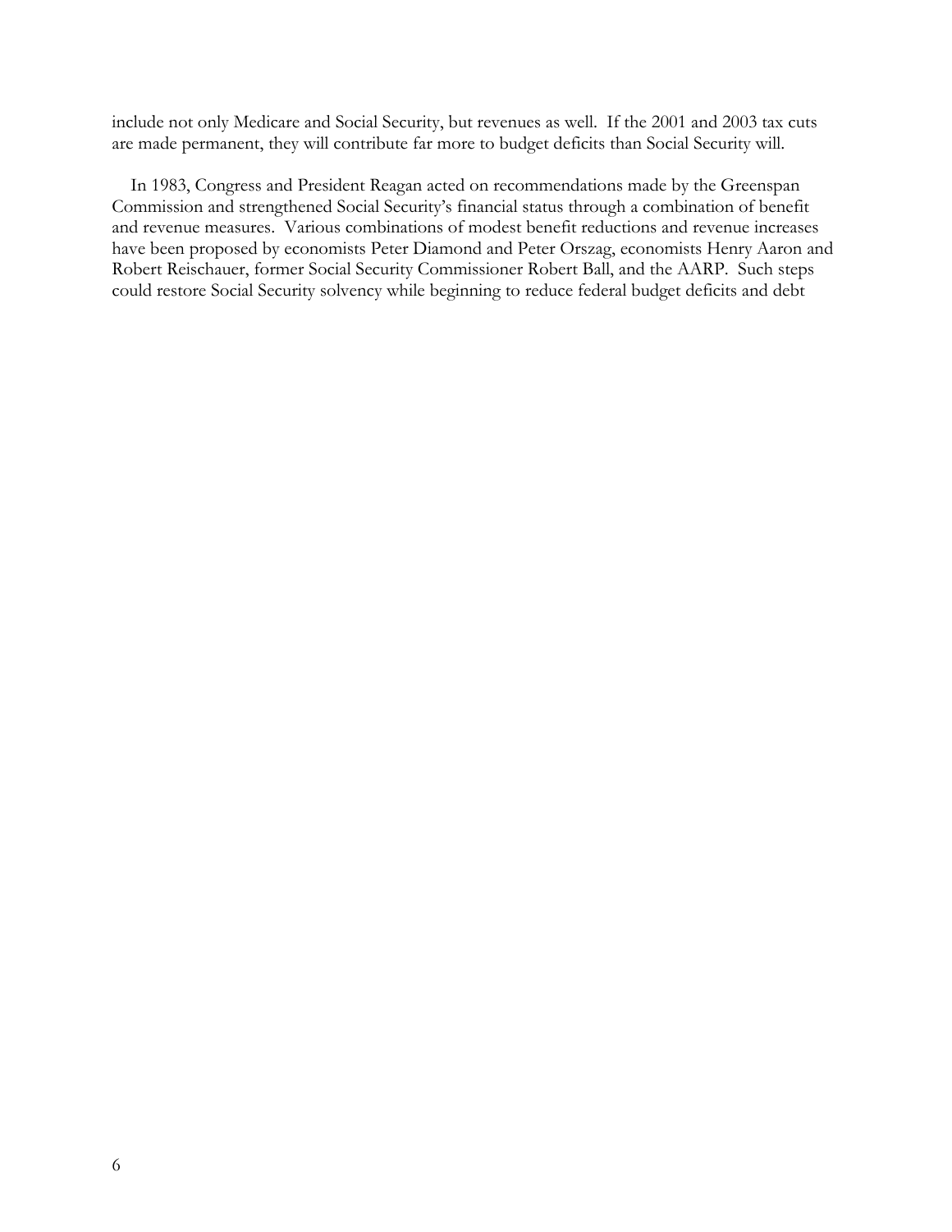include not only Medicare and Social Security, but revenues as well. If the 2001 and 2003 tax cuts are made permanent, they will contribute far more to budget deficits than Social Security will.

In 1983, Congress and President Reagan acted on recommendations made by the Greenspan Commission and strengthened Social Security's financial status through a combination of benefit and revenue measures. Various combinations of modest benefit reductions and revenue increases have been proposed by economists Peter Diamond and Peter Orszag, economists Henry Aaron and Robert Reischauer, former Social Security Commissioner Robert Ball, and the AARP. Such steps could restore Social Security solvency while beginning to reduce federal budget deficits and debt